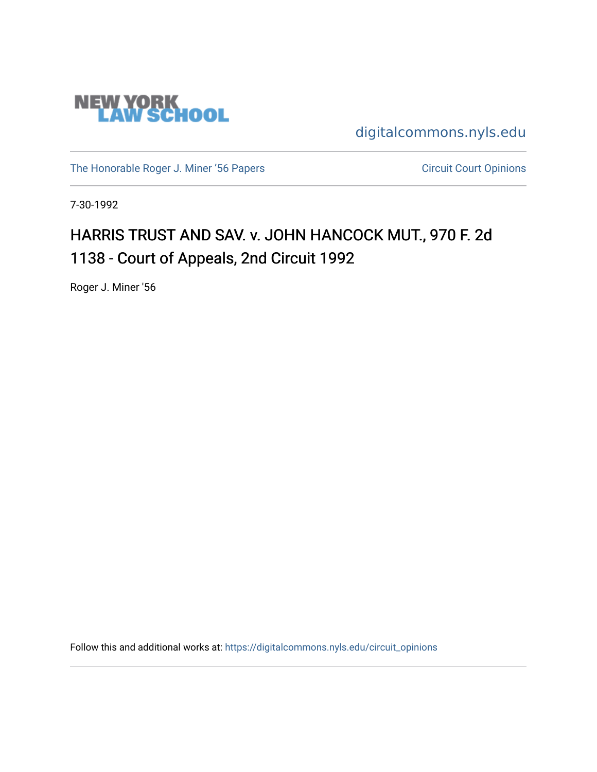NEW YORK LAW SCHOOL

digitalcommons.nyls.edu

The Honorable Roger J. Miner '56 Papers

Circuit Court Opinions

7-30-1992

# HARRIS TRUST AND SAV. v. JOHN HANCOCK MUT., 970 F. 2d 1138 - Court of Appeals, 2nd Circuit 1992

Roger J. Miner '56

Follow this and additional works at: https://digitalcommons.nyls.edu/circuit_opinions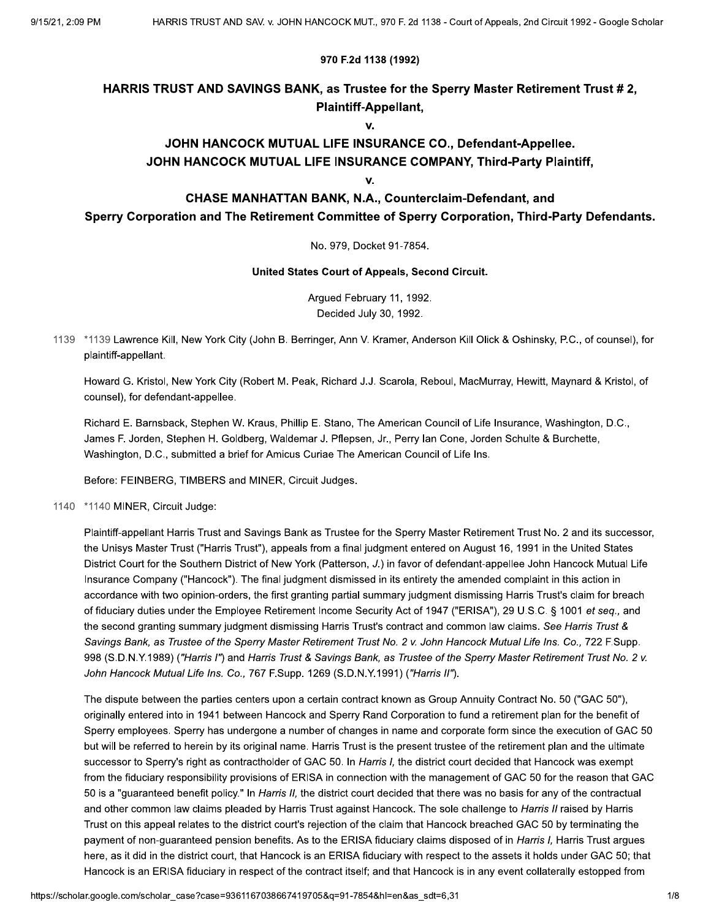**970 F.2d 1138 (1992)**

# HARRIS TRUST AND SAVINGS BANK, as Trustee for the Sperry Master Retirement Trust # 2, Plaintiff-Appellant,

**v.**

# JOHN HANCOCK MUTUAL LIFE INSURANCE CO., Defendant-Appellee. JOHN HANCOCK MUTUAL LIFE INSURANCE COMPANY, Third-Party Plaintiff,

**v.**

# CHASE MANHATTAN BANK, N.A., Counterclaim-Defendant, and Sperry Corporation and The Retirement Committee of Sperry Corporation, Third-Party Defendants.

No. 979, Docket 91-7854.

**United States Court of Appeals, Second Circuit.**

Argued February 11, 1992.
Decided July 30, 1992.

1139 *1139 Lawrence Kill, New York City (John B. Berringer, Ann V. Kramer, Anderson Kill Olick & Oshinsky, P.C., of counsel), for plaintiff-appellant.

Howard G. Kristol, New York City (Robert M. Peak, Richard J.J. Scarola, Reboul, MacMurray, Hewitt, Maynard & Kristol, of counsel), for defendant-appellee.

Richard E. Barnsback, Stephen W. Kraus, Phillip E. Stano, The American Council of Life Insurance, Washington, D.C., James F. Jorden, Stephen H. Goldberg, Waldemar J. Pflepsen, Jr., Perry Ian Cone, Jorden Schulte & Burchette, Washington, D.C., submitted a brief for Amicus Curiae The American Council of Life Ins.

Before: FEINBERG, TIMBERS and MINER, Circuit Judges.

1140 *1140 MINER, Circuit Judge:

Plaintiff-appellant Harris Trust and Savings Bank as Trustee for the Sperry Master Retirement Trust No. 2 and its successor, the Unisys Master Trust ("Harris Trust"), appeals from a final judgment entered on August 16, 1991 in the United States District Court for the Southern District of New York (Patterson, *J.*) in favor of defendant-appellee John Hancock Mutual Life Insurance Company ("Hancock"). The final judgment dismissed in its entirety the amended complaint in this action in accordance with two opinion-orders, the first granting partial summary judgment dismissing Harris Trust's claim for breach of fiduciary duties under the Employee Retirement Income Security Act of 1947 ("ERISA"), 29 U.S.C. § 1001 *et seq.,* and the second granting summary judgment dismissing Harris Trust's contract and common law claims. *See Harris Trust & Savings Bank, as Trustee of the Sperry Master Retirement Trust No. 2 v. John Hancock Mutual Life Ins. Co.,* 722 F.Supp. 998 (S.D.N.Y.1989) (*"Harris I"*) and *Harris Trust & Savings Bank, as Trustee of the Sperry Master Retirement Trust No. 2 v. John Hancock Mutual Life Ins. Co.,* 767 F.Supp. 1269 (S.D.N.Y.1991) (*"Harris II"*).

The dispute between the parties centers upon a certain contract known as Group Annuity Contract No. 50 ("GAC 50"), originally entered into in 1941 between Hancock and Sperry Rand Corporation to fund a retirement plan for the benefit of Sperry employees. Sperry has undergone a number of changes in name and corporate form since the execution of GAC 50 but will be referred to herein by its original name. Harris Trust is the present trustee of the retirement plan and the ultimate successor to Sperry's right as contractholder of GAC 50. In *Harris I,* the district court decided that Hancock was exempt from the fiduciary responsibility provisions of ERISA in connection with the management of GAC 50 for the reason that GAC 50 is a "guaranteed benefit policy." In *Harris II,* the district court decided that there was no basis for any of the contractual and other common law claims pleaded by Harris Trust against Hancock. The sole challenge to *Harris II* raised by Harris Trust on this appeal relates to the district court's rejection of the claim that Hancock breached GAC 50 by terminating the payment of non-guaranteed pension benefits. As to the ERISA fiduciary claims disposed of in *Harris I,* Harris Trust argues here, as it did in the district court, that Hancock is an ERISA fiduciary with respect to the assets it holds under GAC 50; that Hancock is an ERISA fiduciary in respect of the contract itself; and that Hancock is in any event collaterally estopped from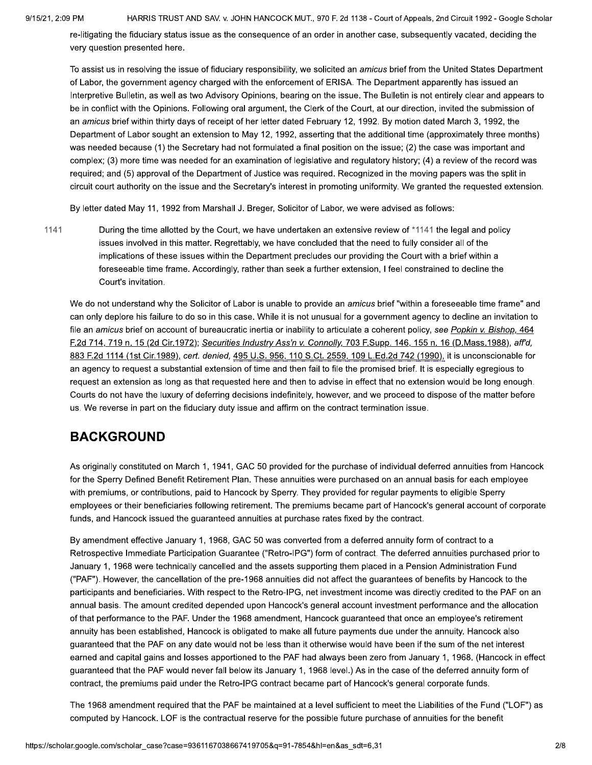re-litigating the fiduciary status issue as the consequence of an order in another case, subsequently vacated, deciding the very question presented here.

To assist us in resolving the issue of fiduciary responsibility, we solicited an *amicus* brief from the United States Department of Labor, the government agency charged with the enforcement of ERISA. The Department apparently has issued an Interpretive Bulletin, as well as two Advisory Opinions, bearing on the issue. The Bulletin is not entirely clear and appears to be in conflict with the Opinions. Following oral argument, the Clerk of the Court, at our direction, invited the submission of an *amicus* brief within thirty days of receipt of her letter dated February 12, 1992. By motion dated March 3, 1992, the Department of Labor sought an extension to May 12, 1992, asserting that the additional time (approximately three months) was needed because (1) the Secretary had not formulated a final position on the issue; (2) the case was important and complex; (3) more time was needed for an examination of legislative and regulatory history; (4) a review of the record was required; and (5) approval of the Department of Justice was required. Recognized in the moving papers was the split in circuit court authority on the issue and the Secretary's interest in promoting uniformity. We granted the requested extension.

By letter dated May 11, 1992 from Marshall J. Breger, Solicitor of Labor, we were advised as follows:

> During the time allotted by the Court, we have undertaken an extensive review of *1141 the legal and policy issues involved in this matter. Regrettably, we have concluded that the need to fully consider all of the implications of these issues within the Department precludes our providing the Court with a brief within a foreseeable time frame. Accordingly, rather than seek a further extension, I feel constrained to decline the Court's invitation.

We do not understand why the Solicitor of Labor is unable to provide an *amicus* brief "within a foreseeable time frame" and can only deplore his failure to do so in this case. While it is not unusual for a government agency to decline an invitation to file an *amicus* brief on account of bureaucratic inertia or inability to articulate a coherent policy, *see* *Popkin v. Bishop,* 464 F.2d 714, 719 n. 15 (2d Cir.1972); *Securities Industry Ass'n v. Connolly,* 703 F.Supp. 146, 155 n. 16 (D.Mass.1988), *aff'd,* 883 F.2d 1114 (1st Cir.1989), *cert. denied,* 495 U.S. 956, 110 S.Ct. 2559, 109 L.Ed.2d 742 (1990), it is unconscionable for an agency to request a substantial extension of time and then fail to file the promised brief. It is especially egregious to request an extension as long as that requested here and then to advise in effect that no extension would be long enough. Courts do not have the luxury of deferring decisions indefinitely, however, and we proceed to dispose of the matter before us. We reverse in part on the fiduciary duty issue and affirm on the contract termination issue.

## BACKGROUND

As originally constituted on March 1, 1941, GAC 50 provided for the purchase of individual deferred annuities from Hancock for the Sperry Defined Benefit Retirement Plan. These annuities were purchased on an annual basis for each employee with premiums, or contributions, paid to Hancock by Sperry. They provided for regular payments to eligible Sperry employees or their beneficiaries following retirement. The premiums became part of Hancock's general account of corporate funds, and Hancock issued the guaranteed annuities at purchase rates fixed by the contract.

By amendment effective January 1, 1968, GAC 50 was converted from a deferred annuity form of contract to a Retrospective Immediate Participation Guarantee ("Retro-IPG") form of contract. The deferred annuities purchased prior to January 1, 1968 were technically cancelled and the assets supporting them placed in a Pension Administration Fund ("PAF"). However, the cancellation of the pre-1968 annuities did not affect the guarantees of benefits by Hancock to the participants and beneficiaries. With respect to the Retro-IPG, net investment income was directly credited to the PAF on an annual basis. The amount credited depended upon Hancock's general account investment performance and the allocation of that performance to the PAF. Under the 1968 amendment, Hancock guaranteed that once an employee's retirement annuity has been established, Hancock is obligated to make all future payments due under the annuity. Hancock also guaranteed that the PAF on any date would not be less than it otherwise would have been if the sum of the net interest earned and capital gains and losses apportioned to the PAF had always been zero from January 1, 1968. (Hancock in effect guaranteed that the PAF would never fall below its January 1, 1968 level.) As in the case of the deferred annuity form of contract, the premiums paid under the Retro-IPG contract became part of Hancock's general corporate funds.

The 1968 amendment required that the PAF be maintained at a level sufficient to meet the Liabilities of the Fund ("LOF") as computed by Hancock. LOF is the contractual reserve for the possible future purchase of annuities for the benefit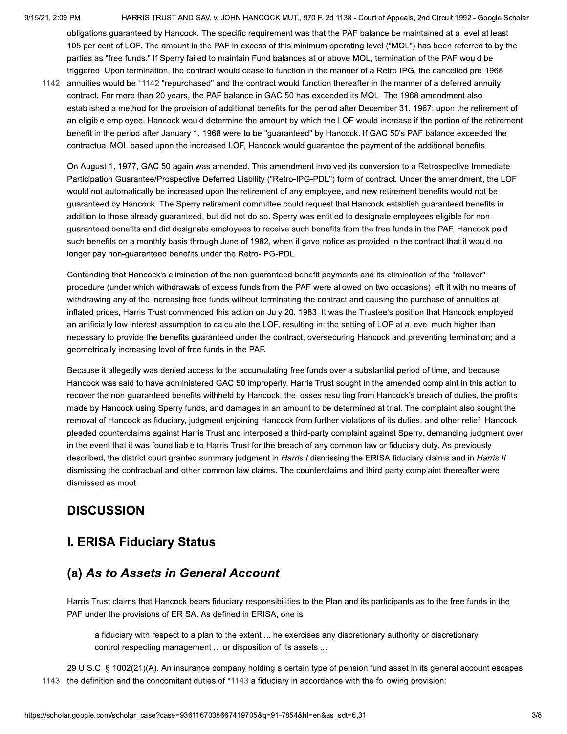obligations guaranteed by Hancock. The specific requirement was that the PAF balance be maintained at a level at least 105 per cent of LOF. The amount in the PAF in excess of this minimum operating level ("MOL") has been referred to by the parties as "free funds." If Sperry failed to maintain Fund balances at or above MOL, termination of the PAF would be triggered. Upon termination, the contract would cease to function in the manner of a Retro-IPG, the cancelled pre-1968 annuities would be *1142 "repurchased" and the contract would function thereafter in the manner of a deferred annuity contract. For more than 20 years, the PAF balance in GAC 50 has exceeded its MOL. The 1968 amendment also established a method for the provision of additional benefits for the period after December 31, 1967: upon the retirement of an eligible employee, Hancock would determine the amount by which the LOF would increase if the portion of the retirement benefit in the period after January 1, 1968 were to be "guaranteed" by Hancock. If GAC 50's PAF balance exceeded the contractual MOL based upon the increased LOF, Hancock would guarantee the payment of the additional benefits.

On August 1, 1977, GAC 50 again was amended. This amendment involved its conversion to a Retrospective Immediate Participation Guarantee/Prospective Deferred Liability ("Retro-IPG-PDL") form of contract. Under the amendment, the LOF would not automatically be increased upon the retirement of any employee, and new retirement benefits would not be guaranteed by Hancock. The Sperry retirement committee could request that Hancock establish guaranteed benefits in addition to those already guaranteed, but did not do so. Sperry was entitled to designate employees eligible for non-guaranteed benefits and did designate employees to receive such benefits from the free funds in the PAF. Hancock paid such benefits on a monthly basis through June of 1982, when it gave notice as provided in the contract that it would no longer pay non-guaranteed benefits under the Retro-IPG-PDL.

Contending that Hancock's elimination of the non-guaranteed benefit payments and its elimination of the "rollover" procedure (under which withdrawals of excess funds from the PAF were allowed on two occasions) left it with no means of withdrawing any of the increasing free funds without terminating the contract and causing the purchase of annuities at inflated prices, Harris Trust commenced this action on July 20, 1983. It was the Trustee's position that Hancock employed an artificially low interest assumption to calculate the LOF, resulting in: the setting of LOF at a level much higher than necessary to provide the benefits guaranteed under the contract, oversecuring Hancock and preventing termination; and a geometrically increasing level of free funds in the PAF.

Because it allegedly was denied access to the accumulating free funds over a substantial period of time, and because Hancock was said to have administered GAC 50 improperly, Harris Trust sought in the amended complaint in this action to recover the non-guaranteed benefits withheld by Hancock, the losses resulting from Hancock's breach of duties, the profits made by Hancock using Sperry funds, and damages in an amount to be determined at trial. The complaint also sought the removal of Hancock as fiduciary, judgment enjoining Hancock from further violations of its duties, and other relief. Hancock pleaded counterclaims against Harris Trust and interposed a third-party complaint against Sperry, demanding judgment over in the event that it was found liable to Harris Trust for the breach of any common law or fiduciary duty. As previously described, the district court granted summary judgment in *Harris I* dismissing the ERISA fiduciary claims and in *Harris II* dismissing the contractual and other common law claims. The counterclaims and third-party complaint thereafter were dismissed as moot.

## DISCUSSION

## I. ERISA Fiduciary Status

## (a) *As to Assets in General Account*

Harris Trust claims that Hancock bears fiduciary responsibilities to the Plan and its participants as to the free funds in the PAF under the provisions of ERISA. As defined in ERISA, one is

> a fiduciary with respect to a plan to the extent ... he exercises any discretionary authority or discretionary control respecting management ... or disposition of its assets ...

29 U.S.C. § 1002(21)(A). An insurance company holding a certain type of pension fund asset in its general account escapes the definition and the concomitant duties of *1143 a fiduciary in accordance with the following provision: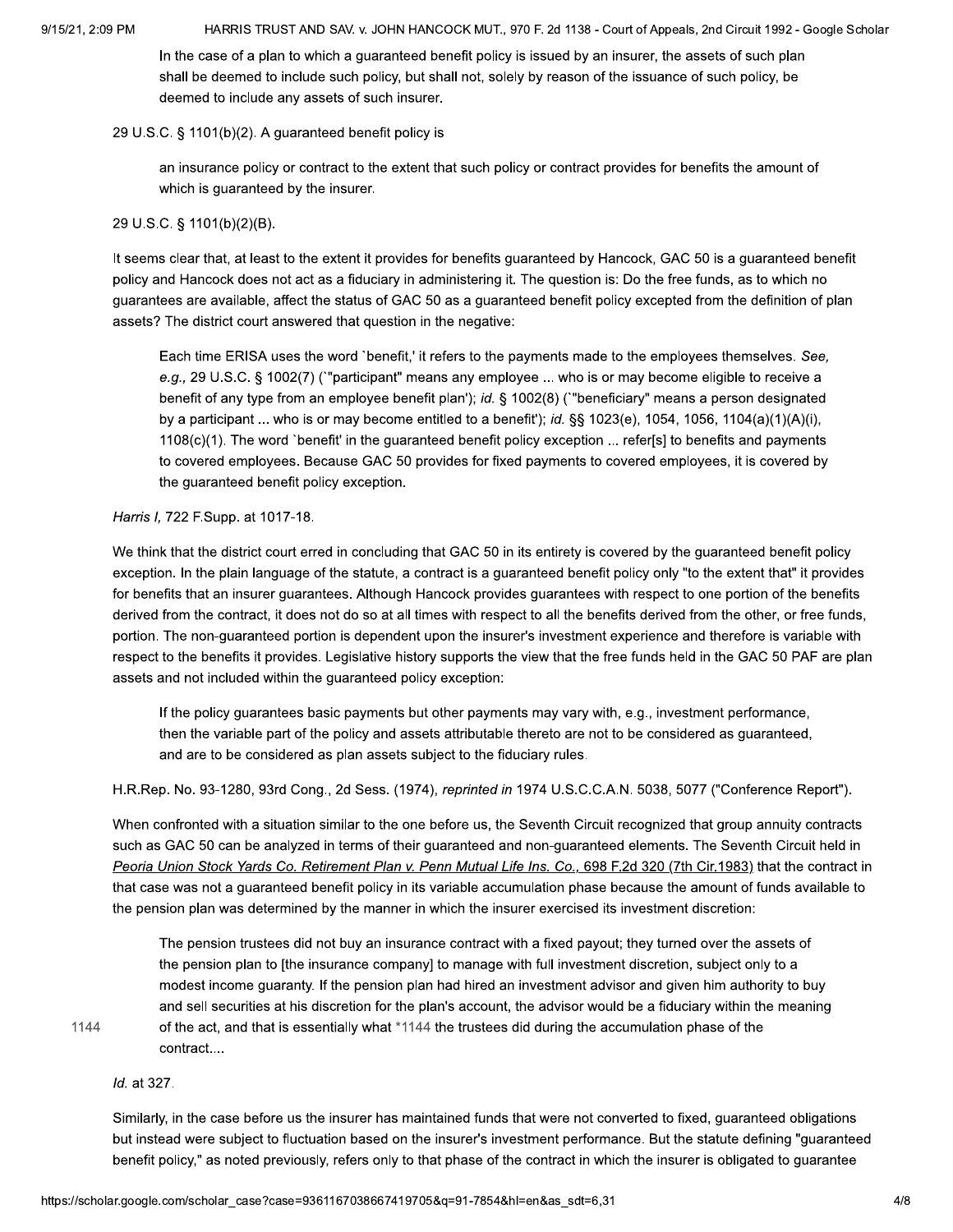> In the case of a plan to which a guaranteed benefit policy is issued by an insurer, the assets of such plan shall be deemed to include such policy, but shall not, solely by reason of the issuance of such policy, be deemed to include any assets of such insurer.

29 U.S.C. § 1101(b)(2). A guaranteed benefit policy is

> an insurance policy or contract to the extent that such policy or contract provides for benefits the amount of which is guaranteed by the insurer.

29 U.S.C. § 1101(b)(2)(B).

It seems clear that, at least to the extent it provides for benefits guaranteed by Hancock, GAC 50 is a guaranteed benefit policy and Hancock does not act as a fiduciary in administering it. The question is: Do the free funds, as to which no guarantees are available, affect the status of GAC 50 as a guaranteed benefit policy excepted from the definition of plan assets? The district court answered that question in the negative:

> Each time ERISA uses the word `benefit,' it refers to the payments made to the employees themselves. *See, e.g.,* 29 U.S.C. § 1002(7) (`"participant" means any employee ... who is or may become eligible to receive a benefit of any type from an employee benefit plan'); *id.* § 1002(8) (`"beneficiary" means a person designated by a participant ... who is or may become entitled to a benefit'); *id.* §§ 1023(e), 1054, 1056, 1104(a)(1)(A)(i), 1108(c)(1). The word `benefit' in the guaranteed benefit policy exception ... refer[s] to benefits and payments to covered employees. Because GAC 50 provides for fixed payments to covered employees, it is covered by the guaranteed benefit policy exception.

*Harris I,* 722 F.Supp. at 1017-18.

We think that the district court erred in concluding that GAC 50 in its entirety is covered by the guaranteed benefit policy exception. In the plain language of the statute, a contract is a guaranteed benefit policy only "to the extent that" it provides for benefits that an insurer guarantees. Although Hancock provides guarantees with respect to one portion of the benefits derived from the contract, it does not do so at all times with respect to all the benefits derived from the other, or free funds, portion. The non-guaranteed portion is dependent upon the insurer's investment experience and therefore is variable with respect to the benefits it provides. Legislative history supports the view that the free funds held in the GAC 50 PAF are plan assets and not included within the guaranteed policy exception:

> If the policy guarantees basic payments but other payments may vary with, e.g., investment performance, then the variable part of the policy and assets attributable thereto are not to be considered as guaranteed, and are to be considered as plan assets subject to the fiduciary rules.

H.R.Rep. No. 93-1280, 93rd Cong., 2d Sess. (1974), *reprinted in* 1974 U.S.C.C.A.N. 5038, 5077 ("Conference Report").

When confronted with a situation similar to the one before us, the Seventh Circuit recognized that group annuity contracts such as GAC 50 can be analyzed in terms of their guaranteed and non-guaranteed elements. The Seventh Circuit held in *Peoria Union Stock Yards Co. Retirement Plan v. Penn Mutual Life Ins. Co.,* 698 F.2d 320 (7th Cir.1983) that the contract in that case was not a guaranteed benefit policy in its variable accumulation phase because the amount of funds available to the pension plan was determined by the manner in which the insurer exercised its investment discretion:

> The pension trustees did not buy an insurance contract with a fixed payout; they turned over the assets of the pension plan to [the insurance company] to manage with full investment discretion, subject only to a modest income guaranty. If the pension plan had hired an investment advisor and given him authority to buy and sell securities at his discretion for the plan's account, the advisor would be a fiduciary within the meaning of the act, and that is essentially what *1144 the trustees did during the accumulation phase of the contract....

*Id.* at 327.

Similarly, in the case before us the insurer has maintained funds that were not converted to fixed, guaranteed obligations but instead were subject to fluctuation based on the insurer's investment performance. But the statute defining "guaranteed benefit policy," as noted previously, refers only to that phase of the contract in which the insurer is obligated to guarantee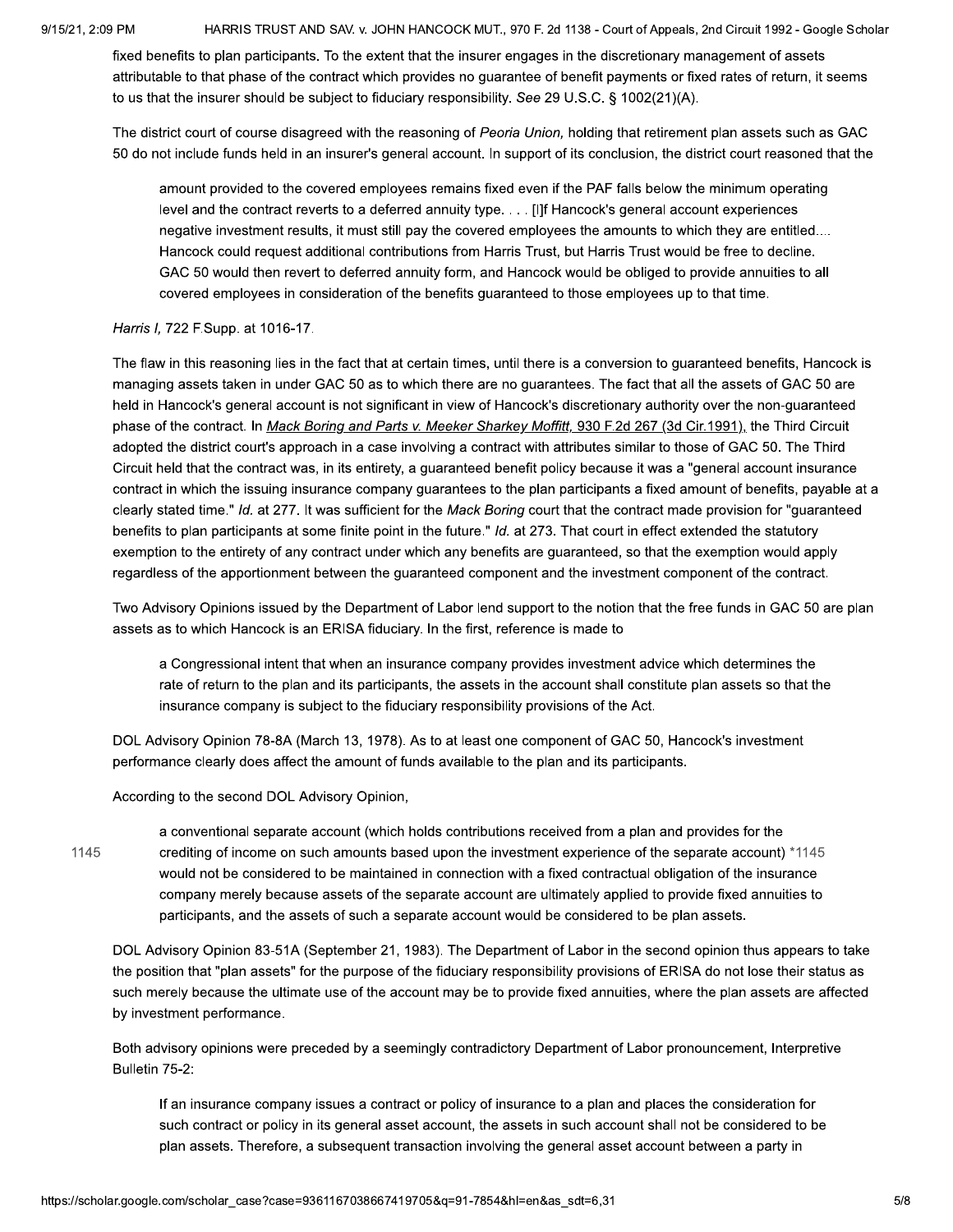fixed benefits to plan participants. To the extent that the insurer engages in the discretionary management of assets attributable to that phase of the contract which provides no guarantee of benefit payments or fixed rates of return, it seems to us that the insurer should be subject to fiduciary responsibility. *See* 29 U.S.C. § 1002(21)(A).

The district court of course disagreed with the reasoning of *Peoria Union,* holding that retirement plan assets such as GAC 50 do not include funds held in an insurer's general account. In support of its conclusion, the district court reasoned that the

> amount provided to the covered employees remains fixed even if the PAF falls below the minimum operating level and the contract reverts to a deferred annuity type. . . . [I]f Hancock's general account experiences negative investment results, it must still pay the covered employees the amounts to which they are entitled.... Hancock could request additional contributions from Harris Trust, but Harris Trust would be free to decline. GAC 50 would then revert to deferred annuity form, and Hancock would be obliged to provide annuities to all covered employees in consideration of the benefits guaranteed to those employees up to that time.

*Harris I,* 722 F.Supp. at 1016-17.

The flaw in this reasoning lies in the fact that at certain times, until there is a conversion to guaranteed benefits, Hancock is managing assets taken in under GAC 50 as to which there are no guarantees. The fact that all the assets of GAC 50 are held in Hancock's general account is not significant in view of Hancock's discretionary authority over the non-guaranteed phase of the contract. In *Mack Boring and Parts v. Meeker Sharkey Moffitt,* 930 F.2d 267 (3d Cir.1991), the Third Circuit adopted the district court's approach in a case involving a contract with attributes similar to those of GAC 50. The Third Circuit held that the contract was, in its entirety, a guaranteed benefit policy because it was a "general account insurance contract in which the issuing insurance company guarantees to the plan participants a fixed amount of benefits, payable at a clearly stated time." *Id.* at 277. It was sufficient for the *Mack Boring* court that the contract made provision for "guaranteed benefits to plan participants at some finite point in the future." *Id.* at 273. That court in effect extended the statutory exemption to the entirety of any contract under which any benefits are guaranteed, so that the exemption would apply regardless of the apportionment between the guaranteed component and the investment component of the contract.

Two Advisory Opinions issued by the Department of Labor lend support to the notion that the free funds in GAC 50 are plan assets as to which Hancock is an ERISA fiduciary. In the first, reference is made to

> a Congressional intent that when an insurance company provides investment advice which determines the rate of return to the plan and its participants, the assets in the account shall constitute plan assets so that the insurance company is subject to the fiduciary responsibility provisions of the Act.

DOL Advisory Opinion 78-8A (March 13, 1978). As to at least one component of GAC 50, Hancock's investment performance clearly does affect the amount of funds available to the plan and its participants.

According to the second DOL Advisory Opinion,

> a conventional separate account (which holds contributions received from a plan and provides for the crediting of income on such amounts based upon the investment experience of the separate account) *1145 would not be considered to be maintained in connection with a fixed contractual obligation of the insurance company merely because assets of the separate account are ultimately applied to provide fixed annuities to participants, and the assets of such a separate account would be considered to be plan assets.

DOL Advisory Opinion 83-51A (September 21, 1983). The Department of Labor in the second opinion thus appears to take the position that "plan assets" for the purpose of the fiduciary responsibility provisions of ERISA do not lose their status as such merely because the ultimate use of the account may be to provide fixed annuities, where the plan assets are affected by investment performance.

Both advisory opinions were preceded by a seemingly contradictory Department of Labor pronouncement, Interpretive Bulletin 75-2:

> If an insurance company issues a contract or policy of insurance to a plan and places the consideration for such contract or policy in its general asset account, the assets in such account shall not be considered to be plan assets. Therefore, a subsequent transaction involving the general asset account between a party in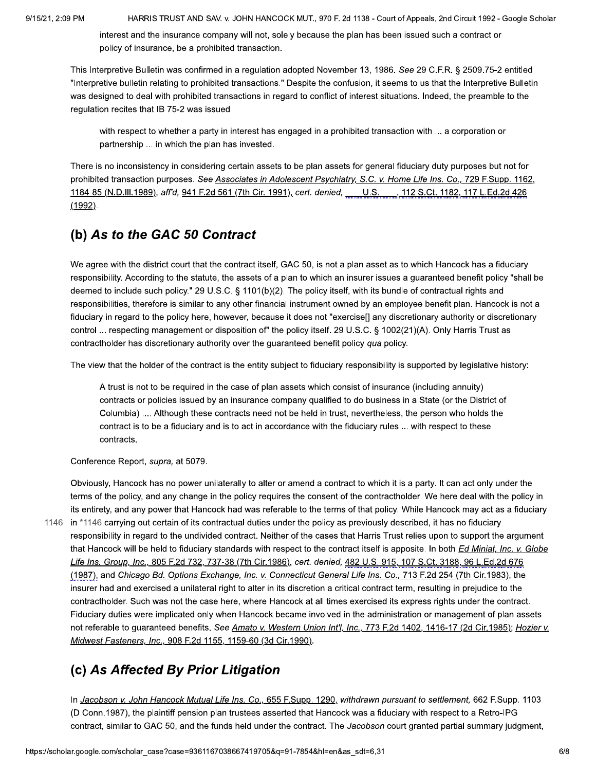interest and the insurance company will not, solely because the plan has been issued such a contract or policy of insurance, be a prohibited transaction.

This Interpretive Bulletin was confirmed in a regulation adopted November 13, 1986. *See* 29 C.F.R. § 2509.75-2 entitled "Interpretive bulletin relating to prohibited transactions." Despite the confusion, it seems to us that the Interpretive Bulletin was designed to deal with prohibited transactions in regard to conflict of interest situations. Indeed, the preamble to the regulation recites that IB 75-2 was issued

> with respect to whether a party in interest has engaged in a prohibited transaction with ... a corporation or partnership ... in which the plan has invested.

There is no inconsistency in considering certain assets to be plan assets for general fiduciary duty purposes but not for prohibited transaction purposes. *See* Associates in Adolescent Psychiatry, S.C. v. Home Life Ins. Co., 729 F.Supp. 1162, 1184-85 (N.D.Ill.1989), *aff'd,* 941 F.2d 561 (7th Cir. 1991), *cert. denied,* ___ U.S. ___, 112 S.Ct. 1182, 117 L.Ed.2d 426 (1992).

## (b) *As to the GAC 50 Contract*

We agree with the district court that the contract itself, GAC 50, is not a plan asset as to which Hancock has a fiduciary responsibility. According to the statute, the assets of a plan to which an insurer issues a guaranteed benefit policy "shall be deemed to include such policy." 29 U.S.C. § 1101(b)(2). The policy itself, with its bundle of contractual rights and responsibilities, therefore is similar to any other financial instrument owned by an employee benefit plan. Hancock is not a fiduciary in regard to the policy here, however, because it does not "exercise[] any discretionary authority or discretionary control ... respecting management or disposition of" the policy itself. 29 U.S.C. § 1002(21)(A). Only Harris Trust as contractholder has discretionary authority over the guaranteed benefit policy *qua* policy.

The view that the holder of the contract is the entity subject to fiduciary responsibility is supported by legislative history:

> A trust is not to be required in the case of plan assets which consist of insurance (including annuity) contracts or policies issued by an insurance company qualified to do business in a State (or the District of Columbia) .... Although these contracts need not be held in trust, nevertheless, the person who holds the contract is to be a fiduciary and is to act in accordance with the fiduciary rules ... with respect to these contracts.

Conference Report, *supra,* at 5079.

Obviously, Hancock has no power unilaterally to alter or amend a contract to which it is a party. It can act only under the terms of the policy, and any change in the policy requires the consent of the contractholder. We here deal with the policy in its entirety, and any power that Hancock had was referable to the terms of that policy. While Hancock may act as a fiduciary in *1146 carrying out certain of its contractual duties under the policy as previously described, it has no fiduciary responsibility in regard to the undivided contract. Neither of the cases that Harris Trust relies upon to support the argument that Hancock will be held to fiduciary standards with respect to the contract itself is apposite. In both *Ed Miniat, Inc. v. Globe Life Ins. Group, Inc.,* 805 F.2d 732, 737-38 (7th Cir.1986), *cert. denied,* 482 U.S. 915, 107 S.Ct. 3188, 96 L.Ed.2d 676 (1987), and *Chicago Bd. Options Exchange, Inc. v. Connecticut General Life Ins. Co.,* 713 F.2d 254 (7th Cir.1983), the insurer had and exercised a unilateral right to alter in its discretion a critical contract term, resulting in prejudice to the contractholder. Such was not the case here, where Hancock at all times exercised its express rights under the contract. Fiduciary duties were implicated only when Hancock became involved in the administration or management of plan assets not referable to guaranteed benefits. *See* *Amato v. Western Union Int'l, Inc.,* 773 F.2d 1402, 1416-17 (2d Cir.1985); *Hozier v. Midwest Fasteners, Inc.,* 908 F.2d 1155, 1159-60 (3d Cir.1990).

## (c) *As Affected By Prior Litigation*

In *Jacobson v. John Hancock Mutual Life Ins. Co.,* 655 F.Supp. 1290, *withdrawn pursuant to settlement,* 662 F.Supp. 1103 (D.Conn.1987), the plaintiff pension plan trustees asserted that Hancock was a fiduciary with respect to a Retro-IPG contract, similar to GAC 50, and the funds held under the contract. The *Jacobson* court granted partial summary judgment,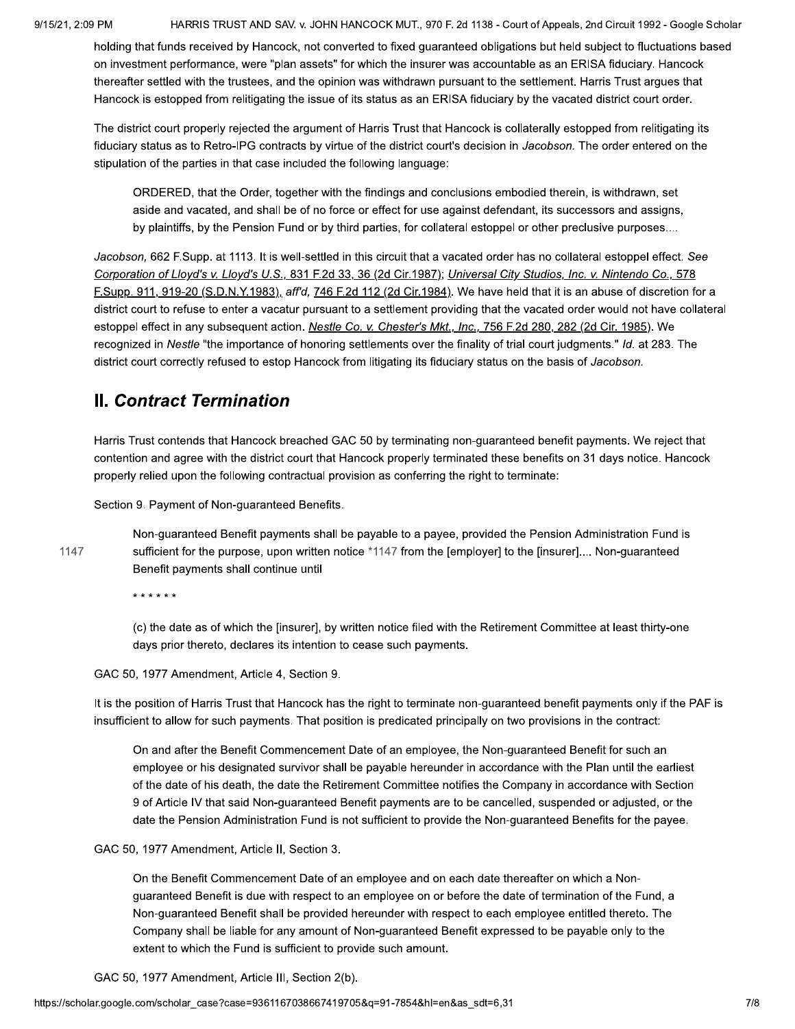holding that funds received by Hancock, not converted to fixed guaranteed obligations but held subject to fluctuations based on investment performance, were "plan assets" for which the insurer was accountable as an ERISA fiduciary. Hancock thereafter settled with the trustees, and the opinion was withdrawn pursuant to the settlement. Harris Trust argues that Hancock is estopped from relitigating the issue of its status as an ERISA fiduciary by the vacated district court order.

The district court properly rejected the argument of Harris Trust that Hancock is collaterally estopped from relitigating its fiduciary status as to Retro-IPG contracts by virtue of the district court's decision in *Jacobson.* The order entered on the stipulation of the parties in that case included the following language:

> ORDERED, that the Order, together with the findings and conclusions embodied therein, is withdrawn, set aside and vacated, and shall be of no force or effect for use against defendant, its successors and assigns, by plaintiffs, by the Pension Fund or by third parties, for collateral estoppel or other preclusive purposes....

*Jacobson,* 662 F.Supp. at 1113. It is well-settled in this circuit that a vacated order has no collateral estoppel effect. *See* Corporation of Lloyd's v. Lloyd's U.S., 831 F.2d 33, 36 (2d Cir.1987); Universal City Studios, Inc. v. Nintendo Co., 578 F.Supp. 911, 919-20 (S.D.N.Y.1983), *aff'd,* 746 F.2d 112 (2d Cir.1984). We have held that it is an abuse of discretion for a district court to refuse to enter a vacatur pursuant to a settlement providing that the vacated order would not have collateral estoppel effect in any subsequent action. Nestle Co. v. Chester's Mkt., Inc., 756 F.2d 280, 282 (2d Cir. 1985). We recognized in *Nestle* "the importance of honoring settlements over the finality of trial court judgments." *Id.* at 283. The district court correctly refused to estop Hancock from litigating its fiduciary status on the basis of *Jacobson.*

## II. *Contract Termination*

Harris Trust contends that Hancock breached GAC 50 by terminating non-guaranteed benefit payments. We reject that contention and agree with the district court that Hancock properly terminated these benefits on 31 days notice. Hancock properly relied upon the following contractual provision as conferring the right to terminate:

Section 9. Payment of Non-guaranteed Benefits.

> Non-guaranteed Benefit payments shall be payable to a payee, provided the Pension Administration Fund is sufficient for the purpose, upon written notice *1147 from the [employer] to the [insurer].... Non-guaranteed Benefit payments shall continue until
>
> * * * * * *
>
> (c) the date as of which the [insurer], by written notice filed with the Retirement Committee at least thirty-one days prior thereto, declares its intention to cease such payments.

GAC 50, 1977 Amendment, Article 4, Section 9.

It is the position of Harris Trust that Hancock has the right to terminate non-guaranteed benefit payments only if the PAF is insufficient to allow for such payments. That position is predicated principally on two provisions in the contract:

> On and after the Benefit Commencement Date of an employee, the Non-guaranteed Benefit for such an employee or his designated survivor shall be payable hereunder in accordance with the Plan until the earliest of the date of his death, the date the Retirement Committee notifies the Company in accordance with Section 9 of Article IV that said Non-guaranteed Benefit payments are to be cancelled, suspended or adjusted, or the date the Pension Administration Fund is not sufficient to provide the Non-guaranteed Benefits for the payee.

GAC 50, 1977 Amendment, Article II, Section 3.

> On the Benefit Commencement Date of an employee and on each date thereafter on which a Non-guaranteed Benefit is due with respect to an employee on or before the date of termination of the Fund, a Non-guaranteed Benefit shall be provided hereunder with respect to each employee entitled thereto. The Company shall be liable for any amount of Non-guaranteed Benefit expressed to be payable only to the extent to which the Fund is sufficient to provide such amount.

GAC 50, 1977 Amendment, Article III, Section 2(b).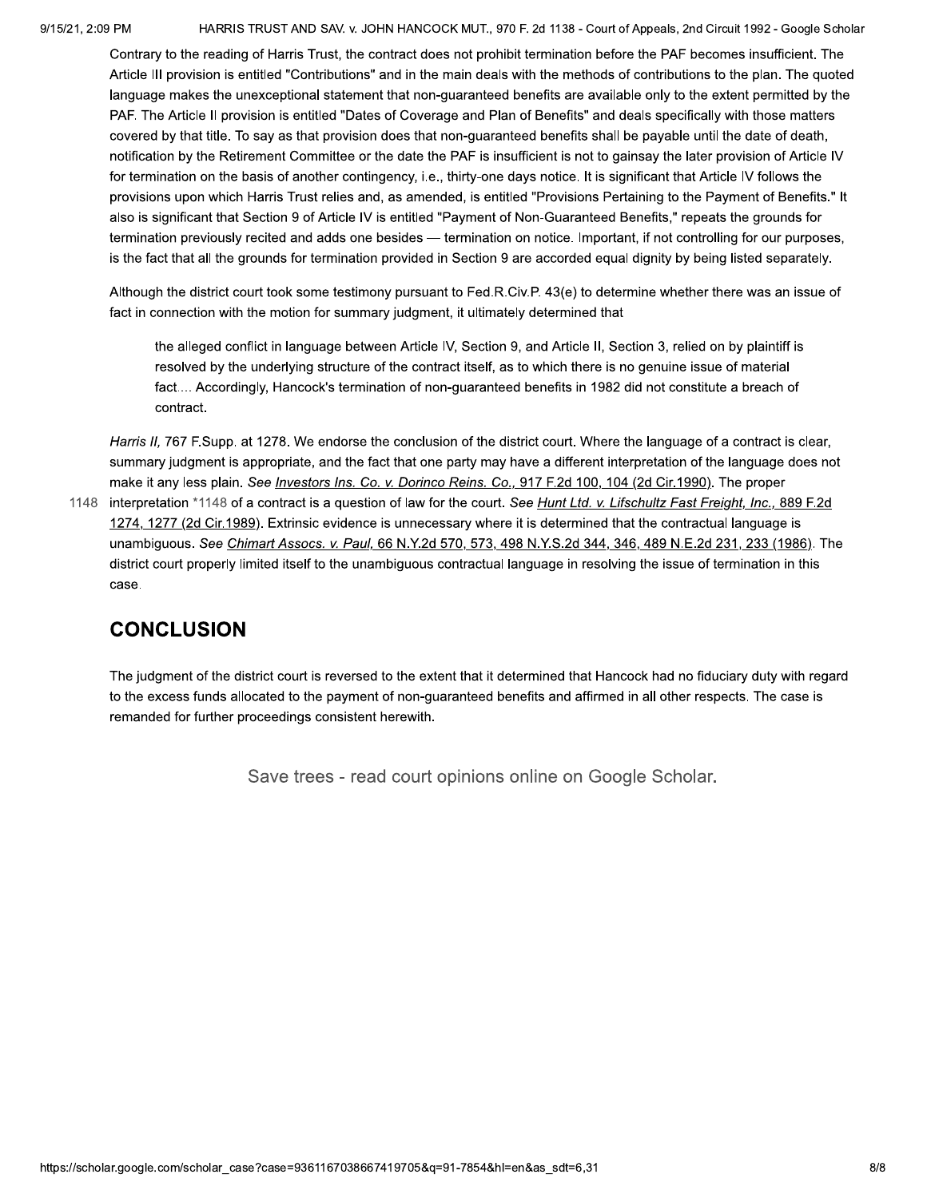Contrary to the reading of Harris Trust, the contract does not prohibit termination before the PAF becomes insufficient. The Article III provision is entitled "Contributions" and in the main deals with the methods of contributions to the plan. The quoted language makes the unexceptional statement that non-guaranteed benefits are available only to the extent permitted by the PAF. The Article II provision is entitled "Dates of Coverage and Plan of Benefits" and deals specifically with those matters covered by that title. To say as that provision does that non-guaranteed benefits shall be payable until the date of death, notification by the Retirement Committee or the date the PAF is insufficient is not to gainsay the later provision of Article IV for termination on the basis of another contingency, i.e., thirty-one days notice. It is significant that Article IV follows the provisions upon which Harris Trust relies and, as amended, is entitled "Provisions Pertaining to the Payment of Benefits." It also is significant that Section 9 of Article IV is entitled "Payment of Non-Guaranteed Benefits," repeats the grounds for termination previously recited and adds one besides — termination on notice. Important, if not controlling for our purposes, is the fact that all the grounds for termination provided in Section 9 are accorded equal dignity by being listed separately.

Although the district court took some testimony pursuant to Fed.R.Civ.P. 43(e) to determine whether there was an issue of fact in connection with the motion for summary judgment, it ultimately determined that

> the alleged conflict in language between Article IV, Section 9, and Article II, Section 3, relied on by plaintiff is resolved by the underlying structure of the contract itself, as to which there is no genuine issue of material fact.... Accordingly, Hancock's termination of non-guaranteed benefits in 1982 did not constitute a breach of contract.

*Harris II,* 767 F.Supp. at 1278. We endorse the conclusion of the district court. Where the language of a contract is clear, summary judgment is appropriate, and the fact that one party may have a different interpretation of the language does not make it any less plain. *See Investors Ins. Co. v. Dorinco Reins. Co.,* 917 F.2d 100, 104 (2d Cir.1990). The proper interpretation *1148 of a contract is a question of law for the court. *See Hunt Ltd. v. Lifschultz Fast Freight, Inc.,* 889 F.2d 1274, 1277 (2d Cir.1989). Extrinsic evidence is unnecessary where it is determined that the contractual language is unambiguous. *See Chimart Assocs. v. Paul,* 66 N.Y.2d 570, 573, 498 N.Y.S.2d 344, 346, 489 N.E.2d 231, 233 (1986). The district court properly limited itself to the unambiguous contractual language in resolving the issue of termination in this case.

## CONCLUSION

The judgment of the district court is reversed to the extent that it determined that Hancock had no fiduciary duty with regard to the excess funds allocated to the payment of non-guaranteed benefits and affirmed in all other respects. The case is remanded for further proceedings consistent herewith.